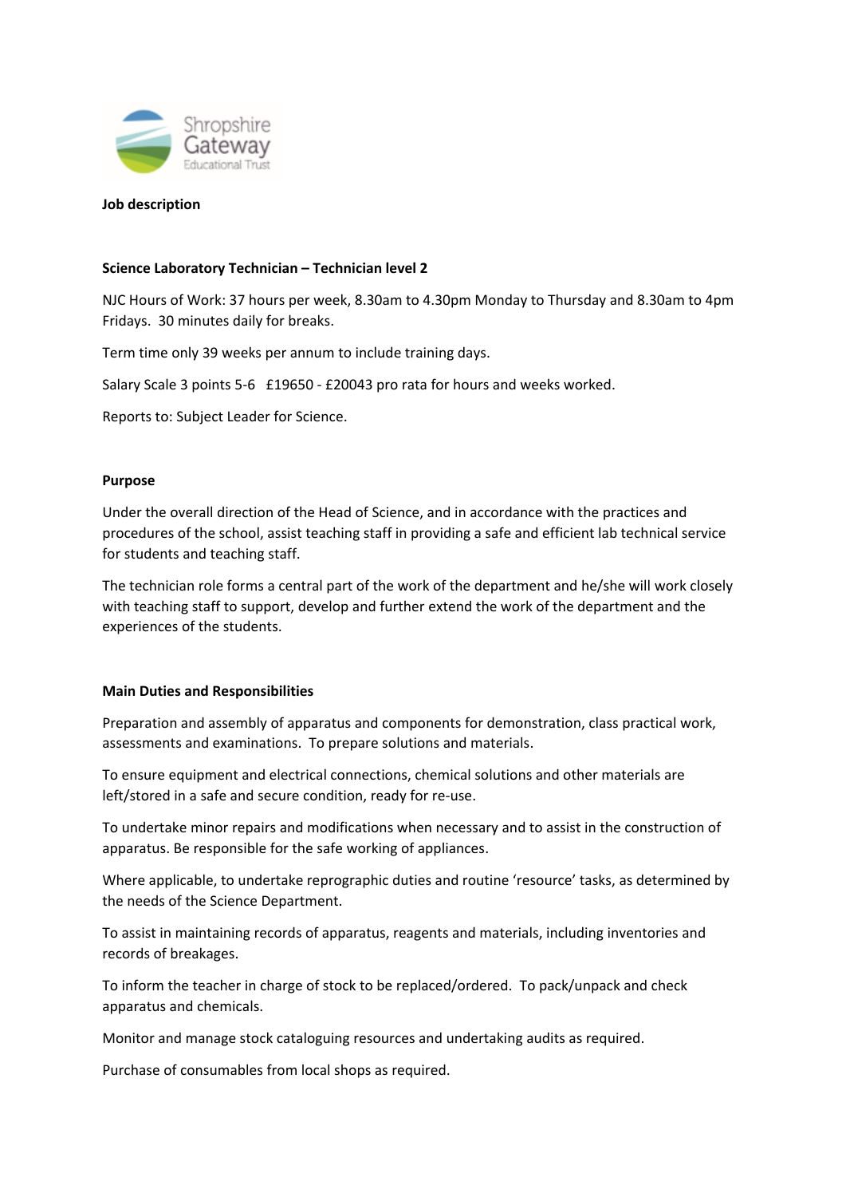Shropshire Gateway Educational Trust

**Job description**

**Science Laboratory Technician – Technician level 2**

NJC Hours of Work: 37 hours per week, 8.30am to 4.30pm Monday to Thursday and 8.30am to 4pm Fridays. 30 minutes daily for breaks.

Term time only 39 weeks per annum to include training days.

Salary Scale 3 points 5-6 £19650 - £20043 pro rata for hours and weeks worked.

Reports to: Subject Leader for Science.

**Purpose**

Under the overall direction of the Head of Science, and in accordance with the practices and procedures of the school, assist teaching staff in providing a safe and efficient lab technical service for students and teaching staff.

The technician role forms a central part of the work of the department and he/she will work closely with teaching staff to support, develop and further extend the work of the department and the experiences of the students.

**Main Duties and Responsibilities**

Preparation and assembly of apparatus and components for demonstration, class practical work, assessments and examinations. To prepare solutions and materials.

To ensure equipment and electrical connections, chemical solutions and other materials are left/stored in a safe and secure condition, ready for re-use.

To undertake minor repairs and modifications when necessary and to assist in the construction of apparatus. Be responsible for the safe working of appliances.

Where applicable, to undertake reprographic duties and routine 'resource' tasks, as determined by the needs of the Science Department.

To assist in maintaining records of apparatus, reagents and materials, including inventories and records of breakages.

To inform the teacher in charge of stock to be replaced/ordered. To pack/unpack and check apparatus and chemicals.

Monitor and manage stock cataloguing resources and undertaking audits as required.

Purchase of consumables from local shops as required.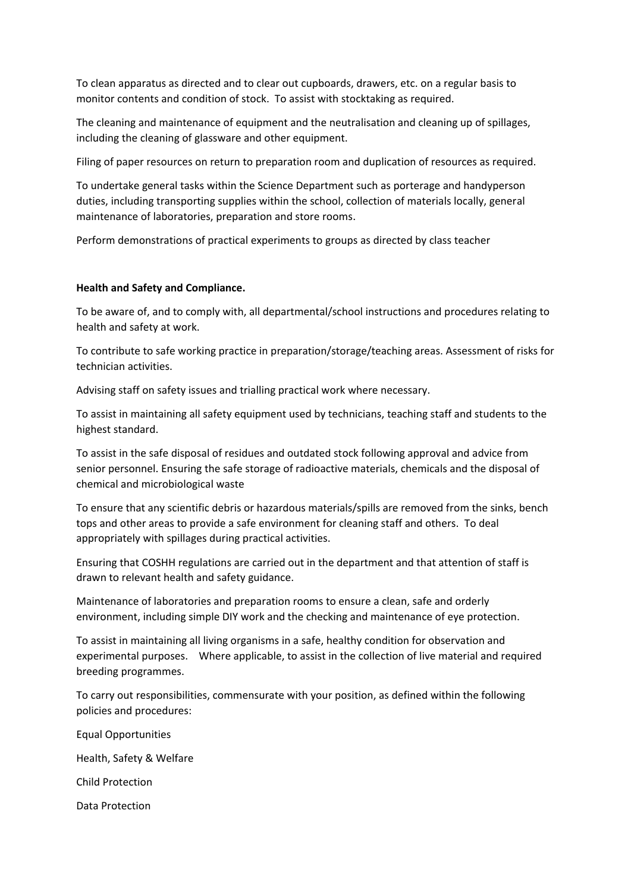To clean apparatus as directed and to clear out cupboards, drawers, etc. on a regular basis to monitor contents and condition of stock.  To assist with stocktaking as required.

The cleaning and maintenance of equipment and the neutralisation and cleaning up of spillages, including the cleaning of glassware and other equipment.

Filing of paper resources on return to preparation room and duplication of resources as required.

To undertake general tasks within the Science Department such as porterage and handyperson duties, including transporting supplies within the school, collection of materials locally, general maintenance of laboratories, preparation and store rooms.

Perform demonstrations of practical experiments to groups as directed by class teacher

**Health and Safety and Compliance.**

To be aware of, and to comply with, all departmental/school instructions and procedures relating to health and safety at work.

To contribute to safe working practice in preparation/storage/teaching areas. Assessment of risks for technician activities.

Advising staff on safety issues and trialling practical work where necessary.

To assist in maintaining all safety equipment used by technicians, teaching staff and students to the highest standard.

To assist in the safe disposal of residues and outdated stock following approval and advice from senior personnel. Ensuring the safe storage of radioactive materials, chemicals and the disposal of chemical and microbiological waste

To ensure that any scientific debris or hazardous materials/spills are removed from the sinks, bench tops and other areas to provide a safe environment for cleaning staff and others.  To deal appropriately with spillages during practical activities.

Ensuring that COSHH regulations are carried out in the department and that attention of staff is drawn to relevant health and safety guidance.

Maintenance of laboratories and preparation rooms to ensure a clean, safe and orderly environment, including simple DIY work and the checking and maintenance of eye protection.

To assist in maintaining all living organisms in a safe, healthy condition for observation and experimental purposes.    Where applicable, to assist in the collection of live material and required breeding programmes.

To carry out responsibilities, commensurate with your position, as defined within the following policies and procedures:

Equal Opportunities

Health, Safety & Welfare

Child Protection

Data Protection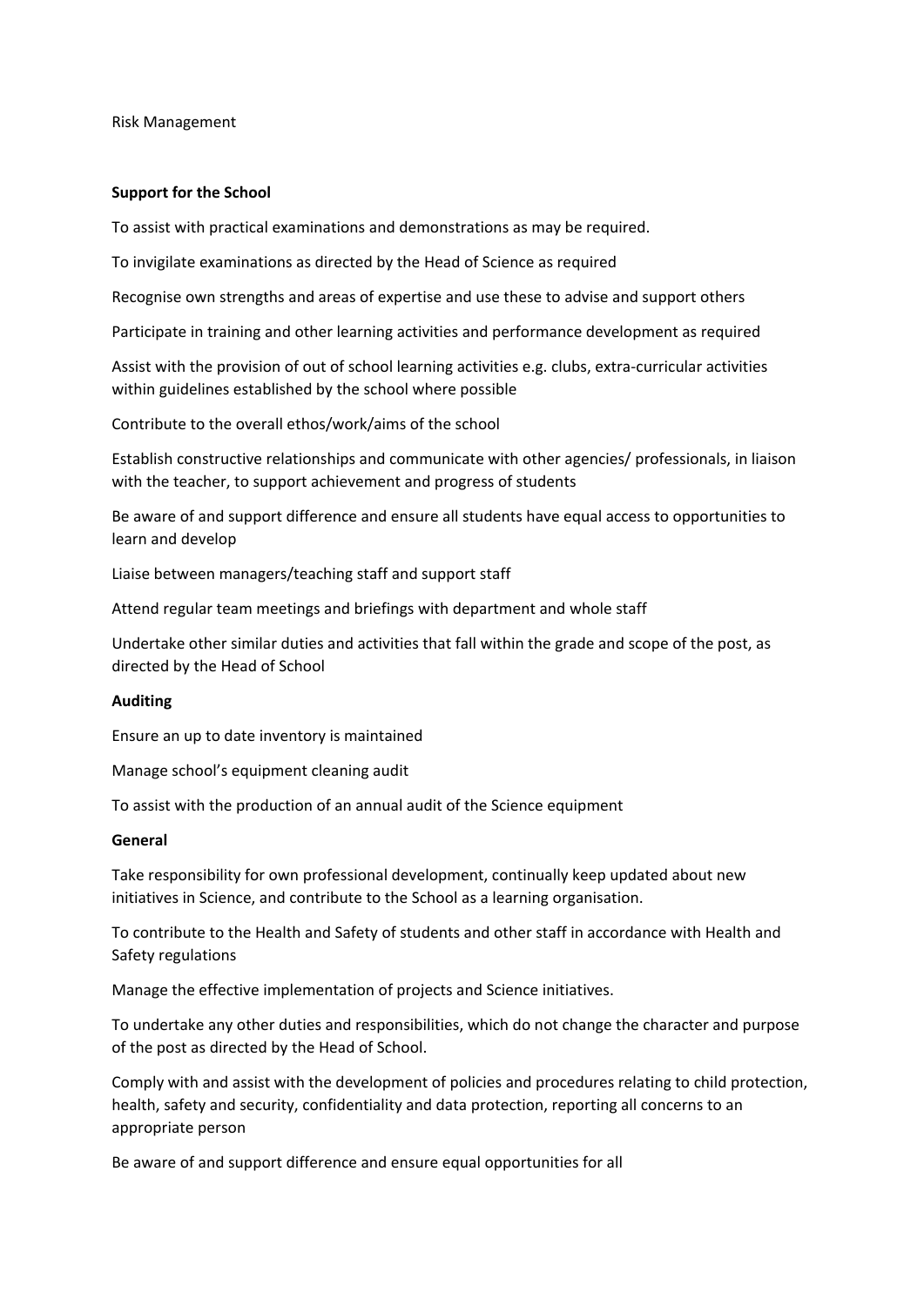Risk Management

**Support for the School**

To assist with practical examinations and demonstrations as may be required.

To invigilate examinations as directed by the Head of Science as required

Recognise own strengths and areas of expertise and use these to advise and support others

Participate in training and other learning activities and performance development as required

Assist with the provision of out of school learning activities e.g. clubs, extra-curricular activities within guidelines established by the school where possible

Contribute to the overall ethos/work/aims of the school

Establish constructive relationships and communicate with other agencies/ professionals, in liaison with the teacher, to support achievement and progress of students

Be aware of and support difference and ensure all students have equal access to opportunities to learn and develop

Liaise between managers/teaching staff and support staff

Attend regular team meetings and briefings with department and whole staff

Undertake other similar duties and activities that fall within the grade and scope of the post, as directed by the Head of School

**Auditing**

Ensure an up to date inventory is maintained

Manage school's equipment cleaning audit

To assist with the production of an annual audit of the Science equipment

**General**

Take responsibility for own professional development, continually keep updated about new initiatives in Science, and contribute to the School as a learning organisation.

To contribute to the Health and Safety of students and other staff in accordance with Health and Safety regulations

Manage the effective implementation of projects and Science initiatives.

To undertake any other duties and responsibilities, which do not change the character and purpose of the post as directed by the Head of School.

Comply with and assist with the development of policies and procedures relating to child protection, health, safety and security, confidentiality and data protection, reporting all concerns to an appropriate person

Be aware of and support difference and ensure equal opportunities for all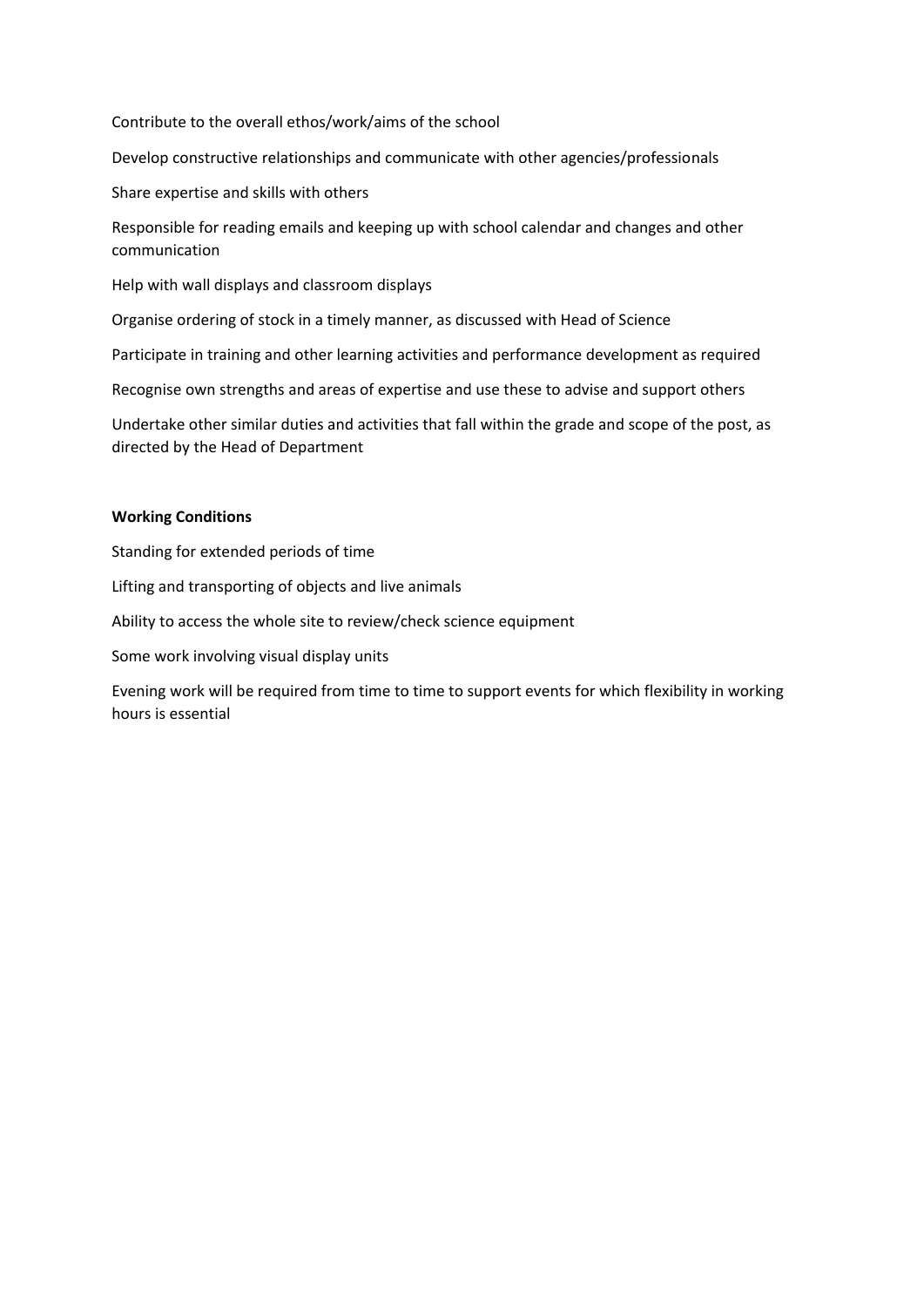Contribute to the overall ethos/work/aims of the school

Develop constructive relationships and communicate with other agencies/professionals

Share expertise and skills with others

Responsible for reading emails and keeping up with school calendar and changes and other communication

Help with wall displays and classroom displays

Organise ordering of stock in a timely manner, as discussed with Head of Science

Participate in training and other learning activities and performance development as required

Recognise own strengths and areas of expertise and use these to advise and support others

Undertake other similar duties and activities that fall within the grade and scope of the post, as directed by the Head of Department

**Working Conditions**

Standing for extended periods of time

Lifting and transporting of objects and live animals

Ability to access the whole site to review/check science equipment

Some work involving visual display units

Evening work will be required from time to time to support events for which flexibility in working hours is essential